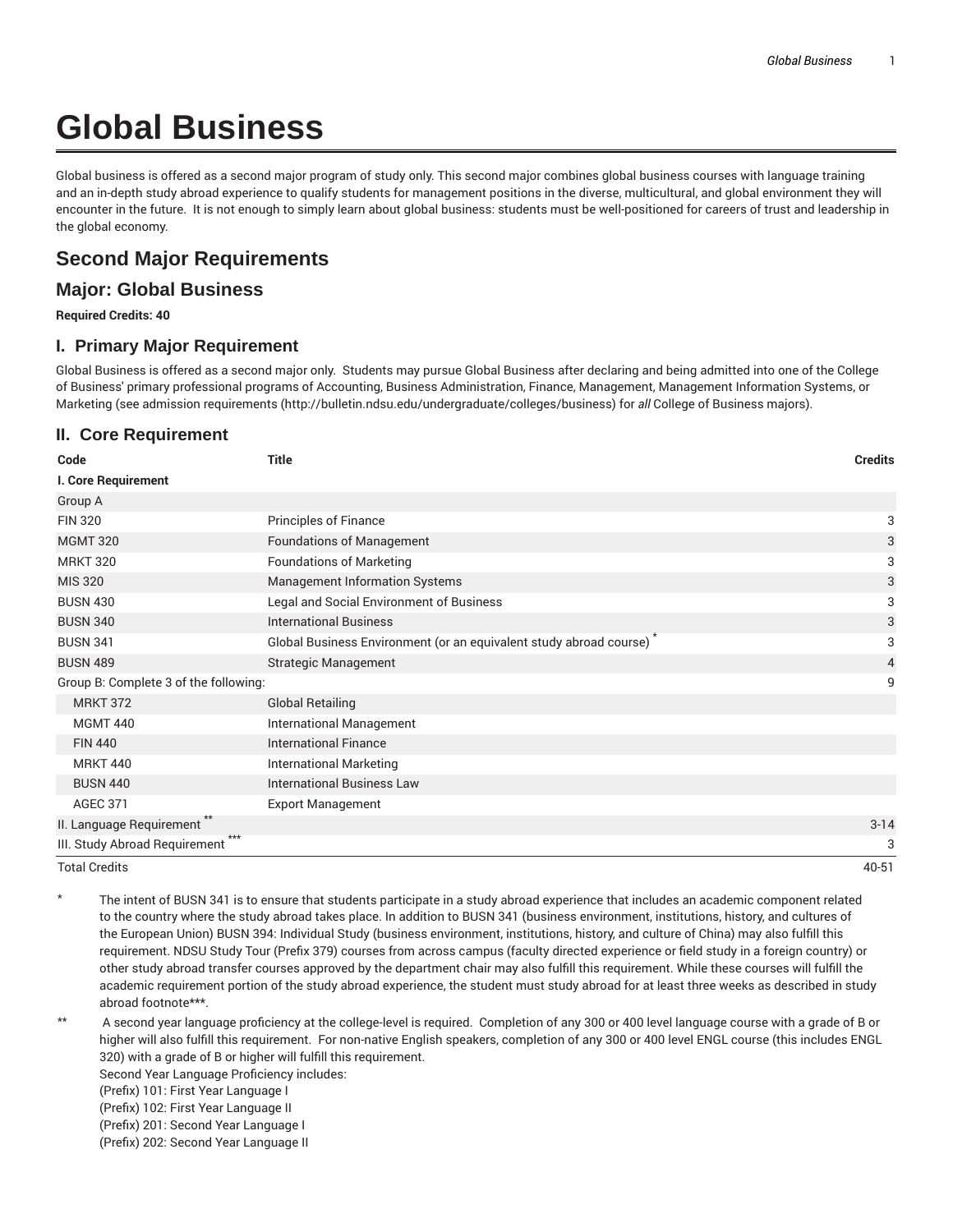# Global Business

Global business is offered as a second major program of study only. This second major combines global business courses with language training and an in-depth study abroad experience to qualify students for management positions in the diverse, multicultural, and global environment they will encounter in the future. It is not enough to simply learn about global business: students must be well-positioned for careers of trust and leadership in the global economy.

## Second Major Requirements

## Major: Global Business

**Required Credits: 40**

### I. Primary Major Requirement

Global Business is offered as a second major only. Students may pursue Global Business after declaring and being admitted into one of the College of Business' primary professional programs of Accounting, Business Administration, Finance, Management, Management Information Systems, or Marketing (see admission requirements (http://bulletin.ndsu.edu/undergraduate/colleges/business) for *all* College of Business majors).

### II. Core Requirement

| Code | Title | Credits |
|---|---|---|
| **I. Core Requirement** | | |
| Group A | | |
| FIN 320 | Principles of Finance | 3 |
| MGMT 320 | Foundations of Management | 3 |
| MRKT 320 | Foundations of Marketing | 3 |
| MIS 320 | Management Information Systems | 3 |
| BUSN 430 | Legal and Social Environment of Business | 3 |
| BUSN 340 | International Business | 3 |
| BUSN 341 | Global Business Environment (or an equivalent study abroad course) * | 3 |
| BUSN 489 | Strategic Management | 4 |
| Group B: Complete 3 of the following: | | 9 |
| MRKT 372 | Global Retailing | |
| MGMT 440 | International Management | |
| FIN 440 | International Finance | |
| MRKT 440 | International Marketing | |
| BUSN 440 | International Business Law | |
| AGEC 371 | Export Management | |
| II. Language Requirement ** | | 3-14 |
| III. Study Abroad Requirement *** | | 3 |
| Total Credits | | 40-51 |

\* The intent of BUSN 341 is to ensure that students participate in a study abroad experience that includes an academic component related to the country where the study abroad takes place. In addition to BUSN 341 (business environment, institutions, history, and cultures of the European Union) BUSN 394: Individual Study (business environment, institutions, history, and culture of China) may also fulfill this requirement. NDSU Study Tour (Prefix 379) courses from across campus (faculty directed experience or field study in a foreign country) or other study abroad transfer courses approved by the department chair may also fulfill this requirement. While these courses will fulfill the academic requirement portion of the study abroad experience, the student must study abroad for at least three weeks as described in study abroad footnote***.

\*\* A second year language proficiency at the college-level is required. Completion of any 300 or 400 level language course with a grade of B or higher will also fulfill this requirement. For non-native English speakers, completion of any 300 or 400 level ENGL course (this includes ENGL 320) with a grade of B or higher will fulfill this requirement.
Second Year Language Proficiency includes:
(Prefix) 101: First Year Language I
(Prefix) 102: First Year Language II
(Prefix) 201: Second Year Language I
(Prefix) 202: Second Year Language II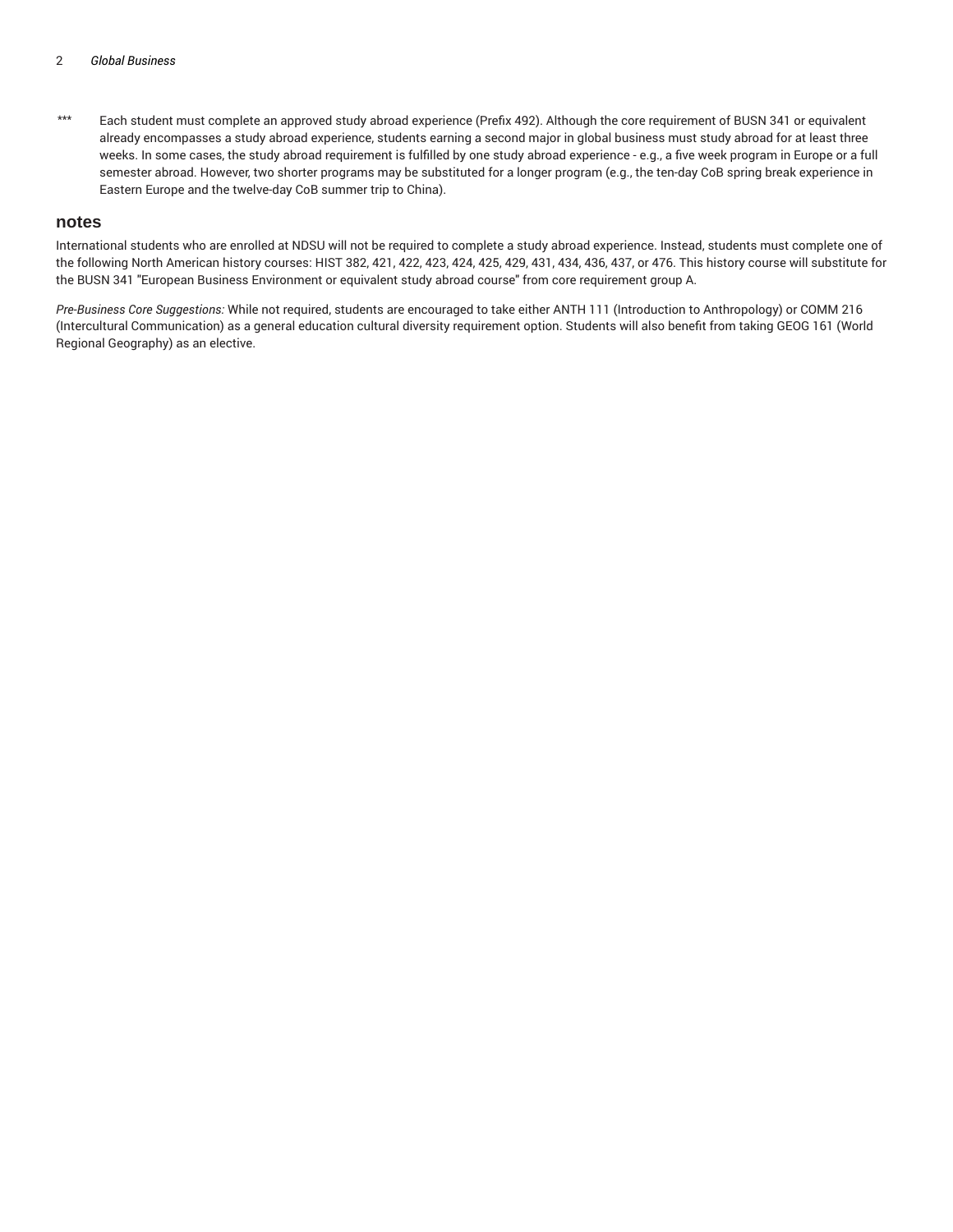*** Each student must complete an approved study abroad experience (Prefix 492). Although the core requirement of BUSN 341 or equivalent already encompasses a study abroad experience, students earning a second major in global business must study abroad for at least three weeks. In some cases, the study abroad requirement is fulfilled by one study abroad experience - e.g., a five week program in Europe or a full semester abroad. However, two shorter programs may be substituted for a longer program (e.g., the ten-day CoB spring break experience in Eastern Europe and the twelve-day CoB summer trip to China).

## notes

International students who are enrolled at NDSU will not be required to complete a study abroad experience. Instead, students must complete one of the following North American history courses: HIST 382, 421, 422, 423, 424, 425, 429, 431, 434, 436, 437, or 476. This history course will substitute for the BUSN 341 "European Business Environment or equivalent study abroad course" from core requirement group A.

*Pre-Business Core Suggestions:* While not required, students are encouraged to take either ANTH 111 (Introduction to Anthropology) or COMM 216 (Intercultural Communication) as a general education cultural diversity requirement option. Students will also benefit from taking GEOG 161 (World Regional Geography) as an elective.